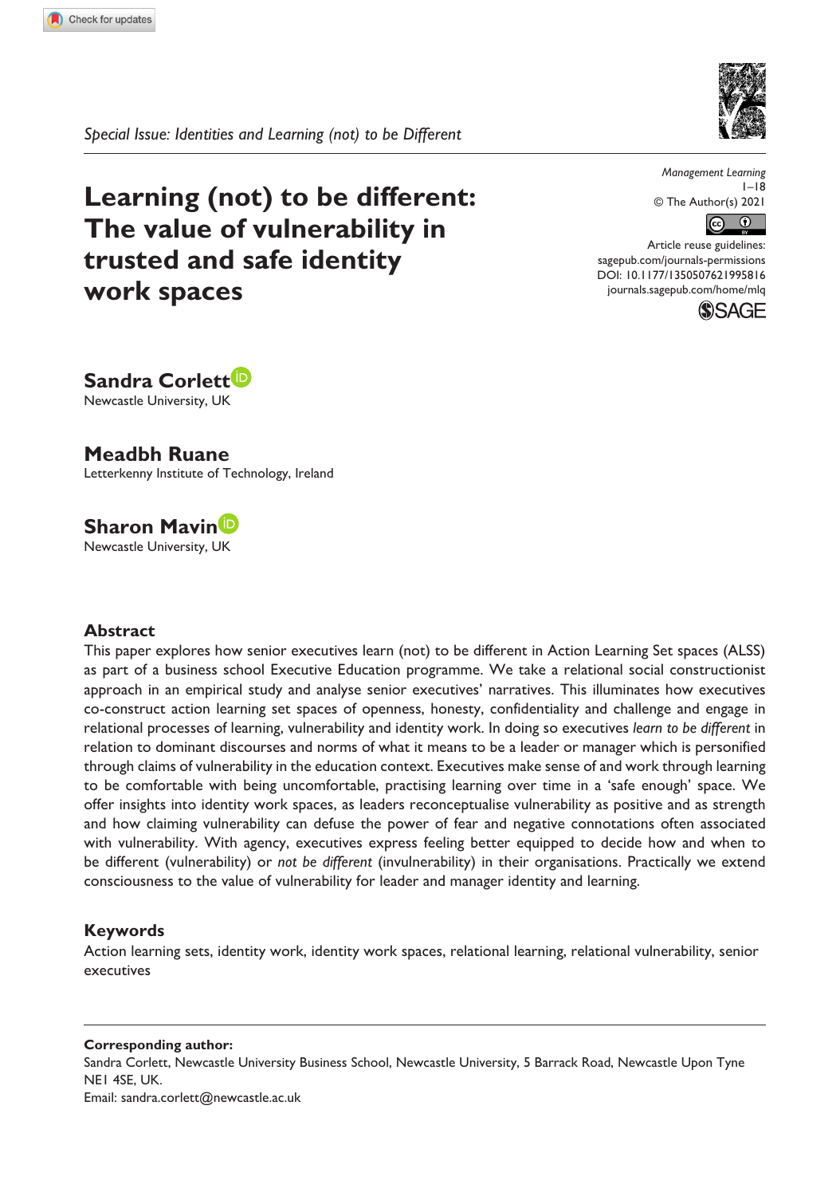*Special Issue: Identities and Learning (not) to be Different*

# Learning (not) to be different: The value of vulnerability in trusted and safe identity work spaces

Management Learning
1–18
© The Author(s) 2021
Article reuse guidelines: sagepub.com/journals-permissions
DOI: 10.1177/1350507621995816
journals.sagepub.com/home/mlq

**Sandra Corlett**
Newcastle University, UK

**Meadbh Ruane**
Letterkenny Institute of Technology, Ireland

**Sharon Mavin**
Newcastle University, UK

## Abstract

This paper explores how senior executives learn (not) to be different in Action Learning Set spaces (ALSS) as part of a business school Executive Education programme. We take a relational social constructionist approach in an empirical study and analyse senior executives' narratives. This illuminates how executives co-construct action learning set spaces of openness, honesty, confidentiality and challenge and engage in relational processes of learning, vulnerability and identity work. In doing so executives *learn to be different* in relation to dominant discourses and norms of what it means to be a leader or manager which is personified through claims of vulnerability in the education context. Executives make sense of and work through learning to be comfortable with being uncomfortable, practising learning over time in a 'safe enough' space. We offer insights into identity work spaces, as leaders reconceptualise vulnerability as positive and as strength and how claiming vulnerability can defuse the power of fear and negative connotations often associated with vulnerability. With agency, executives express feeling better equipped to decide how and when to be different (vulnerability) or *not be different* (invulnerability) in their organisations. Practically we extend consciousness to the value of vulnerability for leader and manager identity and learning.

## Keywords

Action learning sets, identity work, identity work spaces, relational learning, relational vulnerability, senior executives

---

**Corresponding author:**
Sandra Corlett, Newcastle University Business School, Newcastle University, 5 Barrack Road, Newcastle Upon Tyne NE1 4SE, UK.
Email: sandra.corlett@newcastle.ac.uk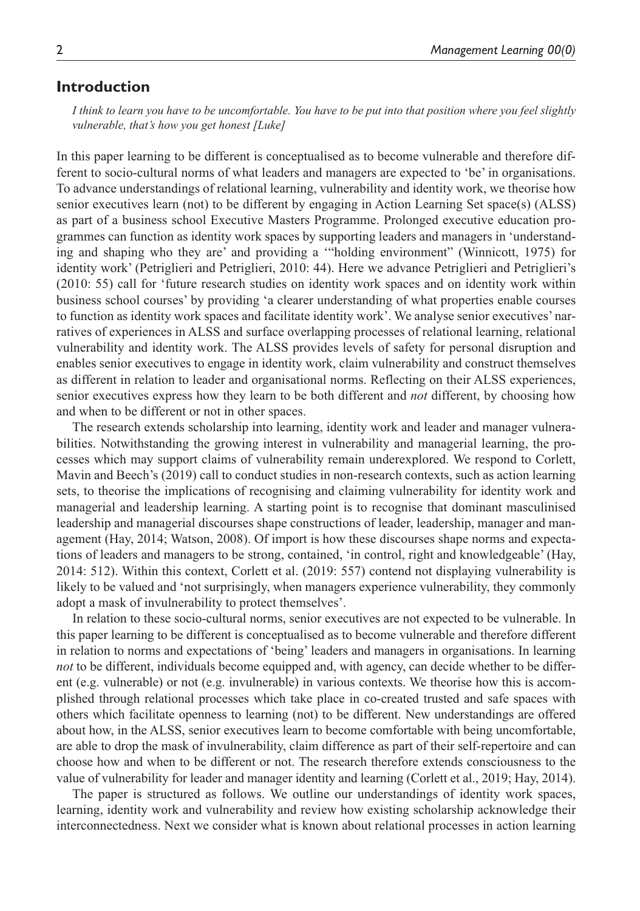## Introduction

*I think to learn you have to be uncomfortable. You have to be put into that position where you feel slightly vulnerable, that's how you get honest [Luke]*

In this paper learning to be different is conceptualised as to become vulnerable and therefore different to socio-cultural norms of what leaders and managers are expected to 'be' in organisations. To advance understandings of relational learning, vulnerability and identity work, we theorise how senior executives learn (not) to be different by engaging in Action Learning Set space(s) (ALSS) as part of a business school Executive Masters Programme. Prolonged executive education programmes can function as identity work spaces by supporting leaders and managers in 'understanding and shaping who they are' and providing a '"holding environment" (Winnicott, 1975) for identity work' (Petriglieri and Petriglieri, 2010: 44). Here we advance Petriglieri and Petriglieri's (2010: 55) call for 'future research studies on identity work spaces and on identity work within business school courses' by providing 'a clearer understanding of what properties enable courses to function as identity work spaces and facilitate identity work'. We analyse senior executives' narratives of experiences in ALSS and surface overlapping processes of relational learning, relational vulnerability and identity work. The ALSS provides levels of safety for personal disruption and enables senior executives to engage in identity work, claim vulnerability and construct themselves as different in relation to leader and organisational norms. Reflecting on their ALSS experiences, senior executives express how they learn to be both different and *not* different, by choosing how and when to be different or not in other spaces.

The research extends scholarship into learning, identity work and leader and manager vulnerabilities. Notwithstanding the growing interest in vulnerability and managerial learning, the processes which may support claims of vulnerability remain underexplored. We respond to Corlett, Mavin and Beech's (2019) call to conduct studies in non-research contexts, such as action learning sets, to theorise the implications of recognising and claiming vulnerability for identity work and managerial and leadership learning. A starting point is to recognise that dominant masculinised leadership and managerial discourses shape constructions of leader, leadership, manager and management (Hay, 2014; Watson, 2008). Of import is how these discourses shape norms and expectations of leaders and managers to be strong, contained, 'in control, right and knowledgeable' (Hay, 2014: 512). Within this context, Corlett et al. (2019: 557) contend not displaying vulnerability is likely to be valued and 'not surprisingly, when managers experience vulnerability, they commonly adopt a mask of invulnerability to protect themselves'.

In relation to these socio-cultural norms, senior executives are not expected to be vulnerable. In this paper learning to be different is conceptualised as to become vulnerable and therefore different in relation to norms and expectations of 'being' leaders and managers in organisations. In learning *not* to be different, individuals become equipped and, with agency, can decide whether to be different (e.g. vulnerable) or not (e.g. invulnerable) in various contexts. We theorise how this is accomplished through relational processes which take place in co-created trusted and safe spaces with others which facilitate openness to learning (not) to be different. New understandings are offered about how, in the ALSS, senior executives learn to become comfortable with being uncomfortable, are able to drop the mask of invulnerability, claim difference as part of their self-repertoire and can choose how and when to be different or not. The research therefore extends consciousness to the value of vulnerability for leader and manager identity and learning (Corlett et al., 2019; Hay, 2014).

The paper is structured as follows. We outline our understandings of identity work spaces, learning, identity work and vulnerability and review how existing scholarship acknowledge their interconnectedness. Next we consider what is known about relational processes in action learning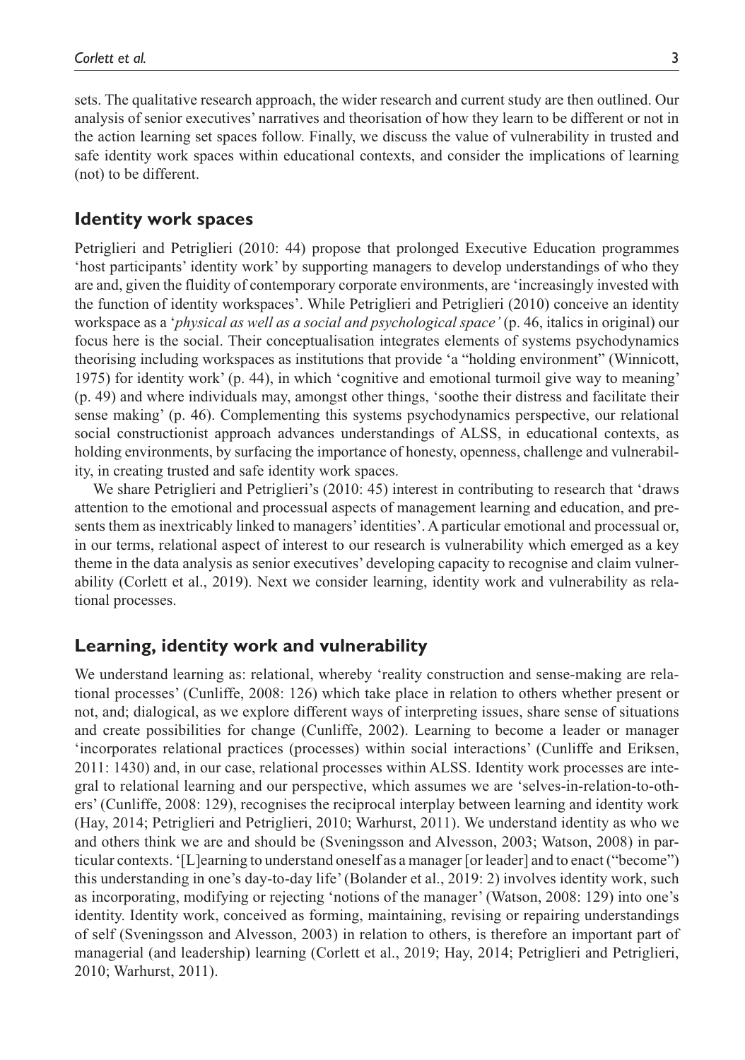sets. The qualitative research approach, the wider research and current study are then outlined. Our analysis of senior executives' narratives and theorisation of how they learn to be different or not in the action learning set spaces follow. Finally, we discuss the value of vulnerability in trusted and safe identity work spaces within educational contexts, and consider the implications of learning (not) to be different.

## Identity work spaces

Petriglieri and Petriglieri (2010: 44) propose that prolonged Executive Education programmes 'host participants' identity work' by supporting managers to develop understandings of who they are and, given the fluidity of contemporary corporate environments, are 'increasingly invested with the function of identity workspaces'. While Petriglieri and Petriglieri (2010) conceive an identity workspace as a '*physical as well as a social and psychological space'* (p. 46, italics in original) our focus here is the social. Their conceptualisation integrates elements of systems psychodynamics theorising including workspaces as institutions that provide 'a "holding environment" (Winnicott, 1975) for identity work' (p. 44), in which 'cognitive and emotional turmoil give way to meaning' (p. 49) and where individuals may, amongst other things, 'soothe their distress and facilitate their sense making' (p. 46). Complementing this systems psychodynamics perspective, our relational social constructionist approach advances understandings of ALSS, in educational contexts, as holding environments, by surfacing the importance of honesty, openness, challenge and vulnerability, in creating trusted and safe identity work spaces.

We share Petriglieri and Petriglieri's (2010: 45) interest in contributing to research that 'draws attention to the emotional and processual aspects of management learning and education, and presents them as inextricably linked to managers' identities'. A particular emotional and processual or, in our terms, relational aspect of interest to our research is vulnerability which emerged as a key theme in the data analysis as senior executives' developing capacity to recognise and claim vulnerability (Corlett et al., 2019). Next we consider learning, identity work and vulnerability as relational processes.

## Learning, identity work and vulnerability

We understand learning as: relational, whereby 'reality construction and sense-making are relational processes' (Cunliffe, 2008: 126) which take place in relation to others whether present or not, and; dialogical, as we explore different ways of interpreting issues, share sense of situations and create possibilities for change (Cunliffe, 2002). Learning to become a leader or manager 'incorporates relational practices (processes) within social interactions' (Cunliffe and Eriksen, 2011: 1430) and, in our case, relational processes within ALSS. Identity work processes are integral to relational learning and our perspective, which assumes we are 'selves-in-relation-to-others' (Cunliffe, 2008: 129), recognises the reciprocal interplay between learning and identity work (Hay, 2014; Petriglieri and Petriglieri, 2010; Warhurst, 2011). We understand identity as who we and others think we are and should be (Sveningsson and Alvesson, 2003; Watson, 2008) in particular contexts. '[L]earning to understand oneself as a manager [or leader] and to enact ("become") this understanding in one's day-to-day life' (Bolander et al., 2019: 2) involves identity work, such as incorporating, modifying or rejecting 'notions of the manager' (Watson, 2008: 129) into one's identity. Identity work, conceived as forming, maintaining, revising or repairing understandings of self (Sveningsson and Alvesson, 2003) in relation to others, is therefore an important part of managerial (and leadership) learning (Corlett et al., 2019; Hay, 2014; Petriglieri and Petriglieri, 2010; Warhurst, 2011).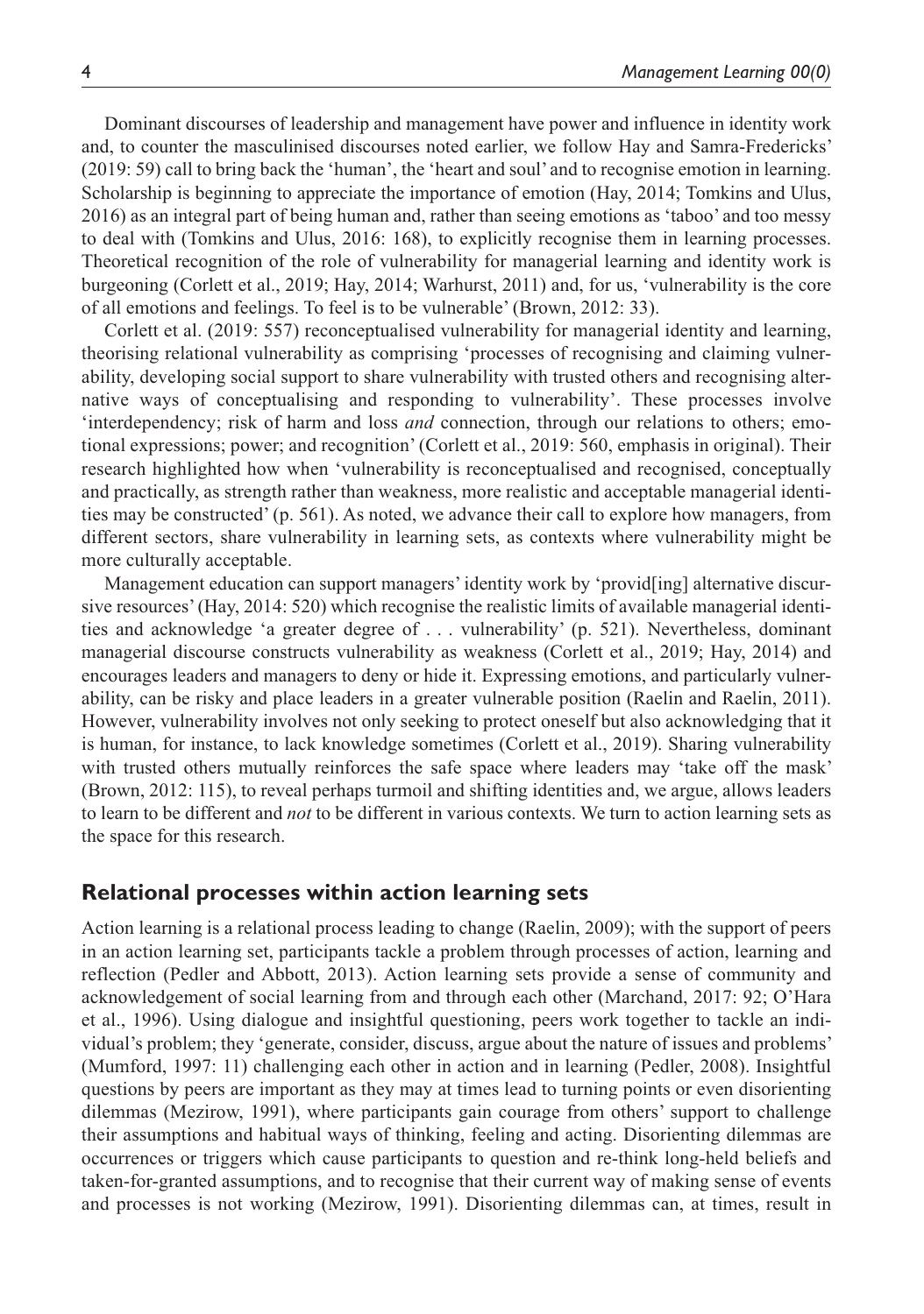Dominant discourses of leadership and management have power and influence in identity work and, to counter the masculinised discourses noted earlier, we follow Hay and Samra-Fredericks' (2019: 59) call to bring back the 'human', the 'heart and soul' and to recognise emotion in learning. Scholarship is beginning to appreciate the importance of emotion (Hay, 2014; Tomkins and Ulus, 2016) as an integral part of being human and, rather than seeing emotions as 'taboo' and too messy to deal with (Tomkins and Ulus, 2016: 168), to explicitly recognise them in learning processes. Theoretical recognition of the role of vulnerability for managerial learning and identity work is burgeoning (Corlett et al., 2019; Hay, 2014; Warhurst, 2011) and, for us, 'vulnerability is the core of all emotions and feelings. To feel is to be vulnerable' (Brown, 2012: 33).

Corlett et al. (2019: 557) reconceptualised vulnerability for managerial identity and learning, theorising relational vulnerability as comprising 'processes of recognising and claiming vulnerability, developing social support to share vulnerability with trusted others and recognising alternative ways of conceptualising and responding to vulnerability'. These processes involve 'interdependency; risk of harm and loss *and* connection, through our relations to others; emotional expressions; power; and recognition' (Corlett et al., 2019: 560, emphasis in original). Their research highlighted how when 'vulnerability is reconceptualised and recognised, conceptually and practically, as strength rather than weakness, more realistic and acceptable managerial identities may be constructed' (p. 561). As noted, we advance their call to explore how managers, from different sectors, share vulnerability in learning sets, as contexts where vulnerability might be more culturally acceptable.

Management education can support managers' identity work by 'provid[ing] alternative discursive resources' (Hay, 2014: 520) which recognise the realistic limits of available managerial identities and acknowledge 'a greater degree of . . . vulnerability' (p. 521). Nevertheless, dominant managerial discourse constructs vulnerability as weakness (Corlett et al., 2019; Hay, 2014) and encourages leaders and managers to deny or hide it. Expressing emotions, and particularly vulnerability, can be risky and place leaders in a greater vulnerable position (Raelin and Raelin, 2011). However, vulnerability involves not only seeking to protect oneself but also acknowledging that it is human, for instance, to lack knowledge sometimes (Corlett et al., 2019). Sharing vulnerability with trusted others mutually reinforces the safe space where leaders may 'take off the mask' (Brown, 2012: 115), to reveal perhaps turmoil and shifting identities and, we argue, allows leaders to learn to be different and *not* to be different in various contexts. We turn to action learning sets as the space for this research.

## Relational processes within action learning sets

Action learning is a relational process leading to change (Raelin, 2009); with the support of peers in an action learning set, participants tackle a problem through processes of action, learning and reflection (Pedler and Abbott, 2013). Action learning sets provide a sense of community and acknowledgement of social learning from and through each other (Marchand, 2017: 92; O'Hara et al., 1996). Using dialogue and insightful questioning, peers work together to tackle an individual's problem; they 'generate, consider, discuss, argue about the nature of issues and problems' (Mumford, 1997: 11) challenging each other in action and in learning (Pedler, 2008). Insightful questions by peers are important as they may at times lead to turning points or even disorienting dilemmas (Mezirow, 1991), where participants gain courage from others' support to challenge their assumptions and habitual ways of thinking, feeling and acting. Disorienting dilemmas are occurrences or triggers which cause participants to question and re-think long-held beliefs and taken-for-granted assumptions, and to recognise that their current way of making sense of events and processes is not working (Mezirow, 1991). Disorienting dilemmas can, at times, result in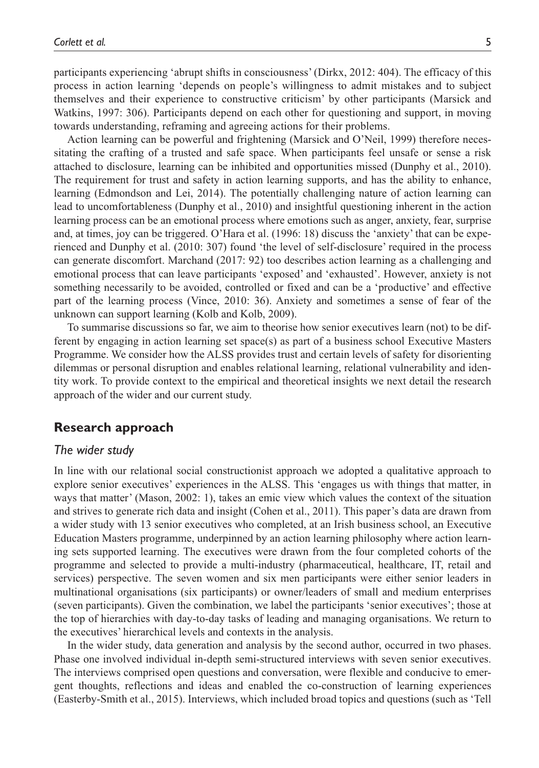participants experiencing 'abrupt shifts in consciousness' (Dirkx, 2012: 404). The efficacy of this process in action learning 'depends on people's willingness to admit mistakes and to subject themselves and their experience to constructive criticism' by other participants (Marsick and Watkins, 1997: 306). Participants depend on each other for questioning and support, in moving towards understanding, reframing and agreeing actions for their problems.

Action learning can be powerful and frightening (Marsick and O'Neil, 1999) therefore necessitating the crafting of a trusted and safe space. When participants feel unsafe or sense a risk attached to disclosure, learning can be inhibited and opportunities missed (Dunphy et al., 2010). The requirement for trust and safety in action learning supports, and has the ability to enhance, learning (Edmondson and Lei, 2014). The potentially challenging nature of action learning can lead to uncomfortableness (Dunphy et al., 2010) and insightful questioning inherent in the action learning process can be an emotional process where emotions such as anger, anxiety, fear, surprise and, at times, joy can be triggered. O'Hara et al. (1996: 18) discuss the 'anxiety' that can be experienced and Dunphy et al. (2010: 307) found 'the level of self-disclosure' required in the process can generate discomfort. Marchand (2017: 92) too describes action learning as a challenging and emotional process that can leave participants 'exposed' and 'exhausted'. However, anxiety is not something necessarily to be avoided, controlled or fixed and can be a 'productive' and effective part of the learning process (Vince, 2010: 36). Anxiety and sometimes a sense of fear of the unknown can support learning (Kolb and Kolb, 2009).

To summarise discussions so far, we aim to theorise how senior executives learn (not) to be different by engaging in action learning set space(s) as part of a business school Executive Masters Programme. We consider how the ALSS provides trust and certain levels of safety for disorienting dilemmas or personal disruption and enables relational learning, relational vulnerability and identity work. To provide context to the empirical and theoretical insights we next detail the research approach of the wider and our current study.

## Research approach

### *The wider study*

In line with our relational social constructionist approach we adopted a qualitative approach to explore senior executives' experiences in the ALSS. This 'engages us with things that matter, in ways that matter' (Mason, 2002: 1), takes an emic view which values the context of the situation and strives to generate rich data and insight (Cohen et al., 2011). This paper's data are drawn from a wider study with 13 senior executives who completed, at an Irish business school, an Executive Education Masters programme, underpinned by an action learning philosophy where action learning sets supported learning. The executives were drawn from the four completed cohorts of the programme and selected to provide a multi-industry (pharmaceutical, healthcare, IT, retail and services) perspective. The seven women and six men participants were either senior leaders in multinational organisations (six participants) or owner/leaders of small and medium enterprises (seven participants). Given the combination, we label the participants 'senior executives'; those at the top of hierarchies with day-to-day tasks of leading and managing organisations. We return to the executives' hierarchical levels and contexts in the analysis.

In the wider study, data generation and analysis by the second author, occurred in two phases. Phase one involved individual in-depth semi-structured interviews with seven senior executives. The interviews comprised open questions and conversation, were flexible and conducive to emergent thoughts, reflections and ideas and enabled the co-construction of learning experiences (Easterby-Smith et al., 2015). Interviews, which included broad topics and questions (such as 'Tell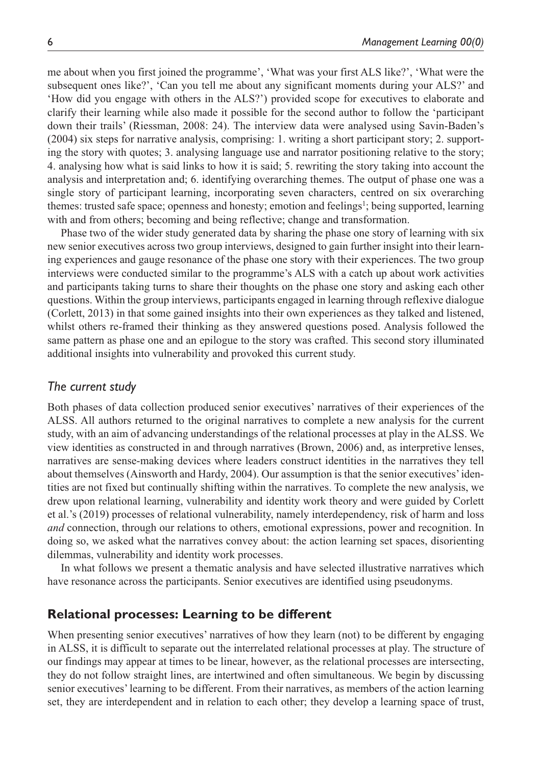me about when you first joined the programme', 'What was your first ALS like?', 'What were the subsequent ones like?', 'Can you tell me about any significant moments during your ALS?' and 'How did you engage with others in the ALS?') provided scope for executives to elaborate and clarify their learning while also made it possible for the second author to follow the 'participant down their trails' (Riessman, 2008: 24). The interview data were analysed using Savin-Baden's (2004) six steps for narrative analysis, comprising: 1. writing a short participant story; 2. supporting the story with quotes; 3. analysing language use and narrator positioning relative to the story; 4. analysing how what is said links to how it is said; 5. rewriting the story taking into account the analysis and interpretation and; 6. identifying overarching themes. The output of phase one was a single story of participant learning, incorporating seven characters, centred on six overarching themes: trusted safe space; openness and honesty; emotion and feelings[1]; being supported, learning with and from others; becoming and being reflective; change and transformation.

Phase two of the wider study generated data by sharing the phase one story of learning with six new senior executives across two group interviews, designed to gain further insight into their learning experiences and gauge resonance of the phase one story with their experiences. The two group interviews were conducted similar to the programme's ALS with a catch up about work activities and participants taking turns to share their thoughts on the phase one story and asking each other questions. Within the group interviews, participants engaged in learning through reflexive dialogue (Corlett, 2013) in that some gained insights into their own experiences as they talked and listened, whilst others re-framed their thinking as they answered questions posed. Analysis followed the same pattern as phase one and an epilogue to the story was crafted. This second story illuminated additional insights into vulnerability and provoked this current study.

### *The current study*

Both phases of data collection produced senior executives' narratives of their experiences of the ALSS. All authors returned to the original narratives to complete a new analysis for the current study, with an aim of advancing understandings of the relational processes at play in the ALSS. We view identities as constructed in and through narratives (Brown, 2006) and, as interpretive lenses, narratives are sense-making devices where leaders construct identities in the narratives they tell about themselves (Ainsworth and Hardy, 2004). Our assumption is that the senior executives' identities are not fixed but continually shifting within the narratives. To complete the new analysis, we drew upon relational learning, vulnerability and identity work theory and were guided by Corlett et al.'s (2019) processes of relational vulnerability, namely interdependency, risk of harm and loss *and* connection, through our relations to others, emotional expressions, power and recognition. In doing so, we asked what the narratives convey about: the action learning set spaces, disorienting dilemmas, vulnerability and identity work processes.

In what follows we present a thematic analysis and have selected illustrative narratives which have resonance across the participants. Senior executives are identified using pseudonyms.

## **Relational processes: Learning to be different**

When presenting senior executives' narratives of how they learn (not) to be different by engaging in ALSS, it is difficult to separate out the interrelated relational processes at play. The structure of our findings may appear at times to be linear, however, as the relational processes are intersecting, they do not follow straight lines, are intertwined and often simultaneous. We begin by discussing senior executives' learning to be different. From their narratives, as members of the action learning set, they are interdependent and in relation to each other; they develop a learning space of trust,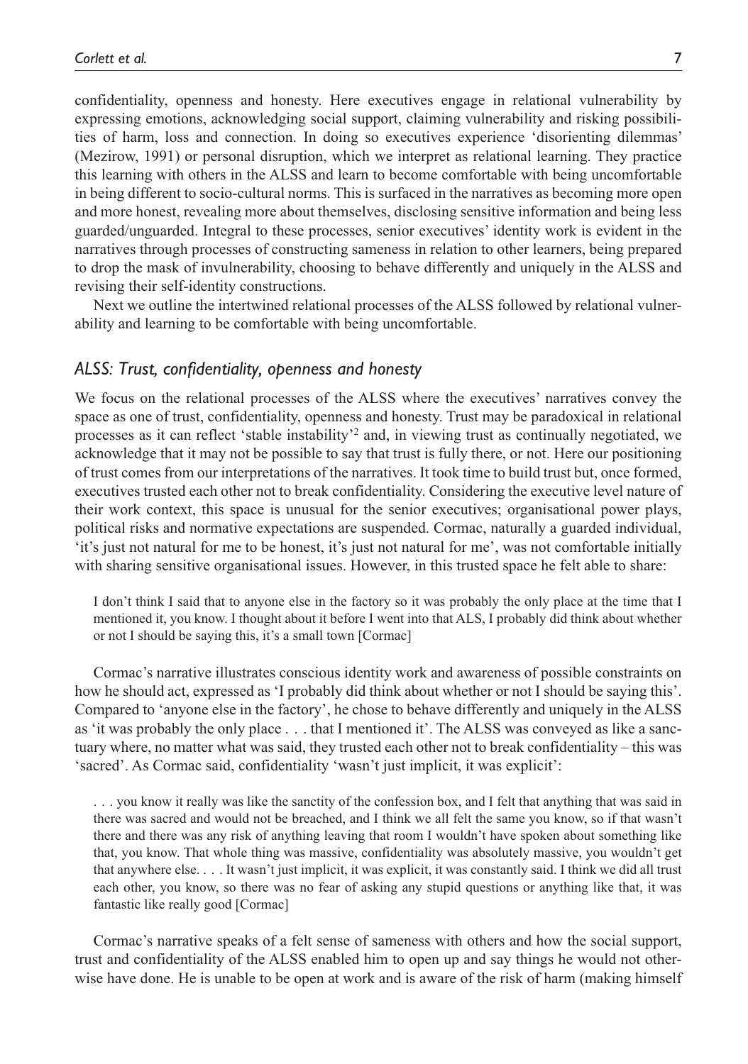confidentiality, openness and honesty. Here executives engage in relational vulnerability by expressing emotions, acknowledging social support, claiming vulnerability and risking possibilities of harm, loss and connection. In doing so executives experience 'disorienting dilemmas' (Mezirow, 1991) or personal disruption, which we interpret as relational learning. They practice this learning with others in the ALSS and learn to become comfortable with being uncomfortable in being different to socio-cultural norms. This is surfaced in the narratives as becoming more open and more honest, revealing more about themselves, disclosing sensitive information and being less guarded/unguarded. Integral to these processes, senior executives' identity work is evident in the narratives through processes of constructing sameness in relation to other learners, being prepared to drop the mask of invulnerability, choosing to behave differently and uniquely in the ALSS and revising their self-identity constructions.

Next we outline the intertwined relational processes of the ALSS followed by relational vulnerability and learning to be comfortable with being uncomfortable.

### *ALSS: Trust, confidentiality, openness and honesty*

We focus on the relational processes of the ALSS where the executives' narratives convey the space as one of trust, confidentiality, openness and honesty. Trust may be paradoxical in relational processes as it can reflect 'stable instability'[2] and, in viewing trust as continually negotiated, we acknowledge that it may not be possible to say that trust is fully there, or not. Here our positioning of trust comes from our interpretations of the narratives. It took time to build trust but, once formed, executives trusted each other not to break confidentiality. Considering the executive level nature of their work context, this space is unusual for the senior executives; organisational power plays, political risks and normative expectations are suspended. Cormac, naturally a guarded individual, 'it's just not natural for me to be honest, it's just not natural for me', was not comfortable initially with sharing sensitive organisational issues. However, in this trusted space he felt able to share:

> I don't think I said that to anyone else in the factory so it was probably the only place at the time that I mentioned it, you know. I thought about it before I went into that ALS, I probably did think about whether or not I should be saying this, it's a small town [Cormac]

Cormac's narrative illustrates conscious identity work and awareness of possible constraints on how he should act, expressed as 'I probably did think about whether or not I should be saying this'. Compared to 'anyone else in the factory', he chose to behave differently and uniquely in the ALSS as 'it was probably the only place . . . that I mentioned it'. The ALSS was conveyed as like a sanctuary where, no matter what was said, they trusted each other not to break confidentiality – this was 'sacred'. As Cormac said, confidentiality 'wasn't just implicit, it was explicit':

> . . . you know it really was like the sanctity of the confession box, and I felt that anything that was said in there was sacred and would not be breached, and I think we all felt the same you know, so if that wasn't there and there was any risk of anything leaving that room I wouldn't have spoken about something like that, you know. That whole thing was massive, confidentiality was absolutely massive, you wouldn't get that anywhere else. . . . It wasn't just implicit, it was explicit, it was constantly said. I think we did all trust each other, you know, so there was no fear of asking any stupid questions or anything like that, it was fantastic like really good [Cormac]

Cormac's narrative speaks of a felt sense of sameness with others and how the social support, trust and confidentiality of the ALSS enabled him to open up and say things he would not otherwise have done. He is unable to be open at work and is aware of the risk of harm (making himself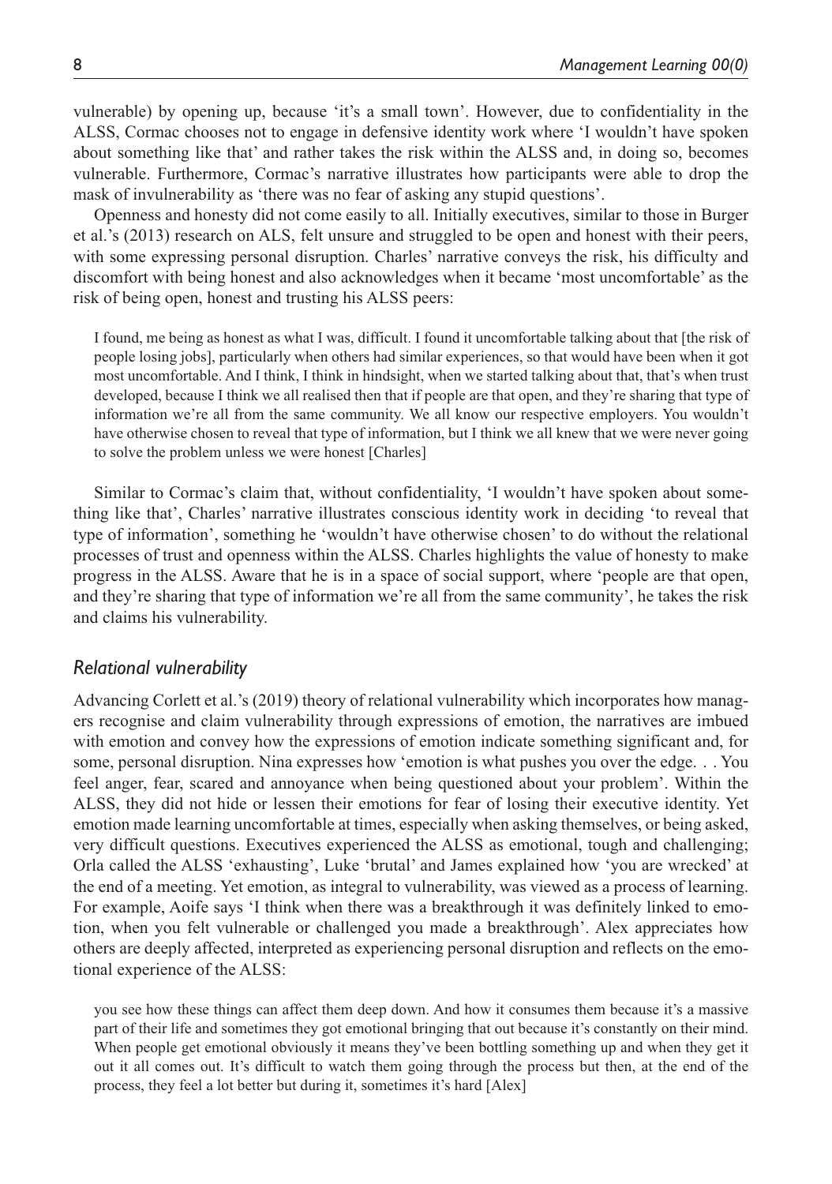vulnerable) by opening up, because 'it's a small town'. However, due to confidentiality in the ALSS, Cormac chooses not to engage in defensive identity work where 'I wouldn't have spoken about something like that' and rather takes the risk within the ALSS and, in doing so, becomes vulnerable. Furthermore, Cormac's narrative illustrates how participants were able to drop the mask of invulnerability as 'there was no fear of asking any stupid questions'.

Openness and honesty did not come easily to all. Initially executives, similar to those in Burger et al.'s (2013) research on ALS, felt unsure and struggled to be open and honest with their peers, with some expressing personal disruption. Charles' narrative conveys the risk, his difficulty and discomfort with being honest and also acknowledges when it became 'most uncomfortable' as the risk of being open, honest and trusting his ALSS peers:

> I found, me being as honest as what I was, difficult. I found it uncomfortable talking about that [the risk of people losing jobs], particularly when others had similar experiences, so that would have been when it got most uncomfortable. And I think, I think in hindsight, when we started talking about that, that's when trust developed, because I think we all realised then that if people are that open, and they're sharing that type of information we're all from the same community. We all know our respective employers. You wouldn't have otherwise chosen to reveal that type of information, but I think we all knew that we were never going to solve the problem unless we were honest [Charles]

Similar to Cormac's claim that, without confidentiality, 'I wouldn't have spoken about something like that', Charles' narrative illustrates conscious identity work in deciding 'to reveal that type of information', something he 'wouldn't have otherwise chosen' to do without the relational processes of trust and openness within the ALSS. Charles highlights the value of honesty to make progress in the ALSS. Aware that he is in a space of social support, where 'people are that open, and they're sharing that type of information we're all from the same community', he takes the risk and claims his vulnerability.

### *Relational vulnerability*

Advancing Corlett et al.'s (2019) theory of relational vulnerability which incorporates how managers recognise and claim vulnerability through expressions of emotion, the narratives are imbued with emotion and convey how the expressions of emotion indicate something significant and, for some, personal disruption. Nina expresses how 'emotion is what pushes you over the edge. . . You feel anger, fear, scared and annoyance when being questioned about your problem'. Within the ALSS, they did not hide or lessen their emotions for fear of losing their executive identity. Yet emotion made learning uncomfortable at times, especially when asking themselves, or being asked, very difficult questions. Executives experienced the ALSS as emotional, tough and challenging; Orla called the ALSS 'exhausting', Luke 'brutal' and James explained how 'you are wrecked' at the end of a meeting. Yet emotion, as integral to vulnerability, was viewed as a process of learning. For example, Aoife says 'I think when there was a breakthrough it was definitely linked to emotion, when you felt vulnerable or challenged you made a breakthrough'. Alex appreciates how others are deeply affected, interpreted as experiencing personal disruption and reflects on the emotional experience of the ALSS:

> you see how these things can affect them deep down. And how it consumes them because it's a massive part of their life and sometimes they got emotional bringing that out because it's constantly on their mind. When people get emotional obviously it means they've been bottling something up and when they get it out it all comes out. It's difficult to watch them going through the process but then, at the end of the process, they feel a lot better but during it, sometimes it's hard [Alex]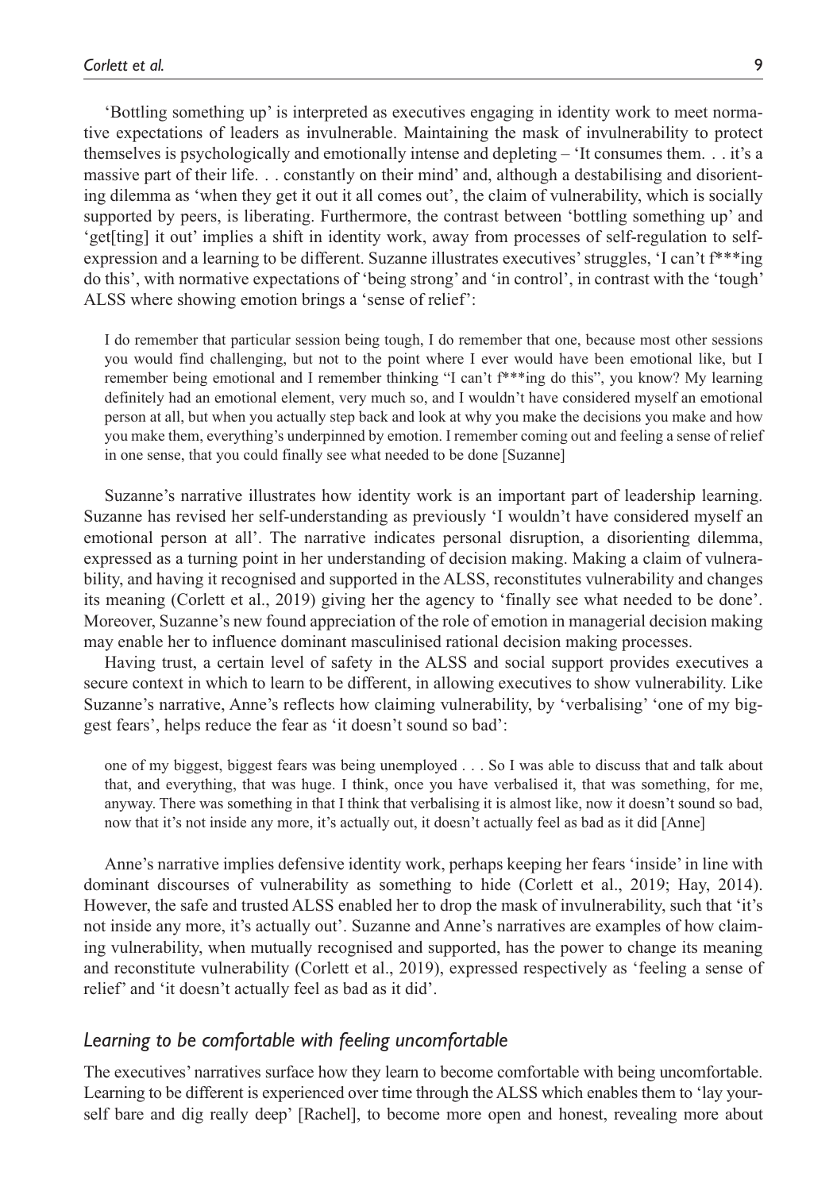'Bottling something up' is interpreted as executives engaging in identity work to meet normative expectations of leaders as invulnerable. Maintaining the mask of invulnerability to protect themselves is psychologically and emotionally intense and depleting – 'It consumes them. . . it's a massive part of their life. . . constantly on their mind' and, although a destabilising and disorienting dilemma as 'when they get it out it all comes out', the claim of vulnerability, which is socially supported by peers, is liberating. Furthermore, the contrast between 'bottling something up' and 'get[ting] it out' implies a shift in identity work, away from processes of self-regulation to self-expression and a learning to be different. Suzanne illustrates executives' struggles, 'I can't f***ing do this', with normative expectations of 'being strong' and 'in control', in contrast with the 'tough' ALSS where showing emotion brings a 'sense of relief':

> I do remember that particular session being tough, I do remember that one, because most other sessions you would find challenging, but not to the point where I ever would have been emotional like, but I remember being emotional and I remember thinking "I can't f***ing do this", you know? My learning definitely had an emotional element, very much so, and I wouldn't have considered myself an emotional person at all, but when you actually step back and look at why you make the decisions you make and how you make them, everything's underpinned by emotion. I remember coming out and feeling a sense of relief in one sense, that you could finally see what needed to be done [Suzanne]

Suzanne's narrative illustrates how identity work is an important part of leadership learning. Suzanne has revised her self-understanding as previously 'I wouldn't have considered myself an emotional person at all'. The narrative indicates personal disruption, a disorienting dilemma, expressed as a turning point in her understanding of decision making. Making a claim of vulnerability, and having it recognised and supported in the ALSS, reconstitutes vulnerability and changes its meaning (Corlett et al., 2019) giving her the agency to 'finally see what needed to be done'. Moreover, Suzanne's new found appreciation of the role of emotion in managerial decision making may enable her to influence dominant masculinised rational decision making processes.

Having trust, a certain level of safety in the ALSS and social support provides executives a secure context in which to learn to be different, in allowing executives to show vulnerability. Like Suzanne's narrative, Anne's reflects how claiming vulnerability, by 'verbalising' 'one of my biggest fears', helps reduce the fear as 'it doesn't sound so bad':

> one of my biggest, biggest fears was being unemployed . . . So I was able to discuss that and talk about that, and everything, that was huge. I think, once you have verbalised it, that was something, for me, anyway. There was something in that I think that verbalising it is almost like, now it doesn't sound so bad, now that it's not inside any more, it's actually out, it doesn't actually feel as bad as it did [Anne]

Anne's narrative implies defensive identity work, perhaps keeping her fears 'inside' in line with dominant discourses of vulnerability as something to hide (Corlett et al., 2019; Hay, 2014). However, the safe and trusted ALSS enabled her to drop the mask of invulnerability, such that 'it's not inside any more, it's actually out'. Suzanne and Anne's narratives are examples of how claiming vulnerability, when mutually recognised and supported, has the power to change its meaning and reconstitute vulnerability (Corlett et al., 2019), expressed respectively as 'feeling a sense of relief' and 'it doesn't actually feel as bad as it did'.

### *Learning to be comfortable with feeling uncomfortable*

The executives' narratives surface how they learn to become comfortable with being uncomfortable. Learning to be different is experienced over time through the ALSS which enables them to 'lay yourself bare and dig really deep' [Rachel], to become more open and honest, revealing more about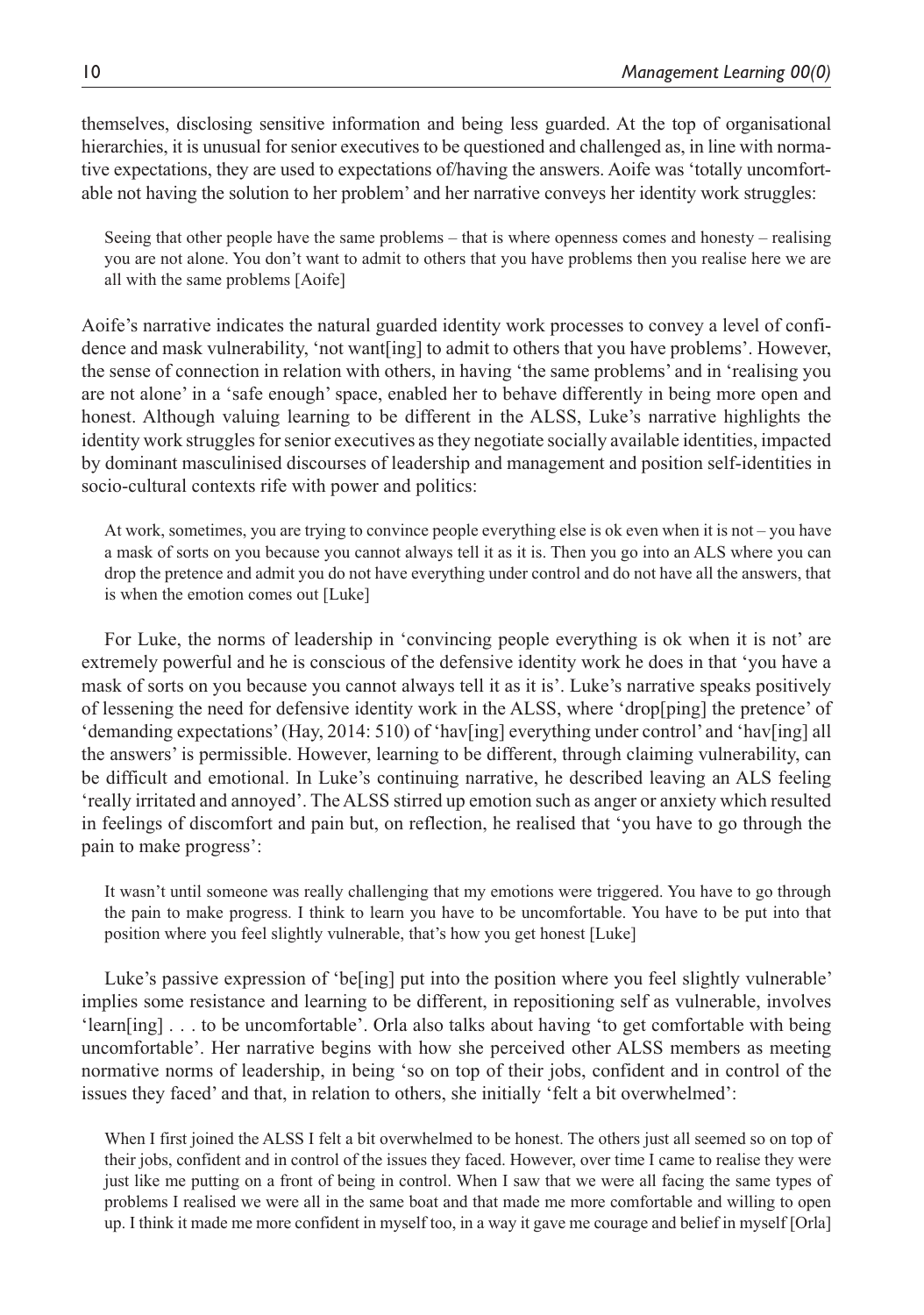themselves, disclosing sensitive information and being less guarded. At the top of organisational hierarchies, it is unusual for senior executives to be questioned and challenged as, in line with normative expectations, they are used to expectations of/having the answers. Aoife was 'totally uncomfortable not having the solution to her problem' and her narrative conveys her identity work struggles:

> Seeing that other people have the same problems – that is where openness comes and honesty – realising you are not alone. You don't want to admit to others that you have problems then you realise here we are all with the same problems [Aoife]

Aoife's narrative indicates the natural guarded identity work processes to convey a level of confidence and mask vulnerability, 'not want[ing] to admit to others that you have problems'. However, the sense of connection in relation with others, in having 'the same problems' and in 'realising you are not alone' in a 'safe enough' space, enabled her to behave differently in being more open and honest. Although valuing learning to be different in the ALSS, Luke's narrative highlights the identity work struggles for senior executives as they negotiate socially available identities, impacted by dominant masculinised discourses of leadership and management and position self-identities in socio-cultural contexts rife with power and politics:

> At work, sometimes, you are trying to convince people everything else is ok even when it is not – you have a mask of sorts on you because you cannot always tell it as it is. Then you go into an ALS where you can drop the pretence and admit you do not have everything under control and do not have all the answers, that is when the emotion comes out [Luke]

For Luke, the norms of leadership in 'convincing people everything is ok when it is not' are extremely powerful and he is conscious of the defensive identity work he does in that 'you have a mask of sorts on you because you cannot always tell it as it is'. Luke's narrative speaks positively of lessening the need for defensive identity work in the ALSS, where 'drop[ping] the pretence' of 'demanding expectations' (Hay, 2014: 510) of 'hav[ing] everything under control' and 'hav[ing] all the answers' is permissible. However, learning to be different, through claiming vulnerability, can be difficult and emotional. In Luke's continuing narrative, he described leaving an ALS feeling 'really irritated and annoyed'. The ALSS stirred up emotion such as anger or anxiety which resulted in feelings of discomfort and pain but, on reflection, he realised that 'you have to go through the pain to make progress':

> It wasn't until someone was really challenging that my emotions were triggered. You have to go through the pain to make progress. I think to learn you have to be uncomfortable. You have to be put into that position where you feel slightly vulnerable, that's how you get honest [Luke]

Luke's passive expression of 'be[ing] put into the position where you feel slightly vulnerable' implies some resistance and learning to be different, in repositioning self as vulnerable, involves 'learn[ing] . . . to be uncomfortable'. Orla also talks about having 'to get comfortable with being uncomfortable'. Her narrative begins with how she perceived other ALSS members as meeting normative norms of leadership, in being 'so on top of their jobs, confident and in control of the issues they faced' and that, in relation to others, she initially 'felt a bit overwhelmed':

> When I first joined the ALSS I felt a bit overwhelmed to be honest. The others just all seemed so on top of their jobs, confident and in control of the issues they faced. However, over time I came to realise they were just like me putting on a front of being in control. When I saw that we were all facing the same types of problems I realised we were all in the same boat and that made me more comfortable and willing to open up. I think it made me more confident in myself too, in a way it gave me courage and belief in myself [Orla]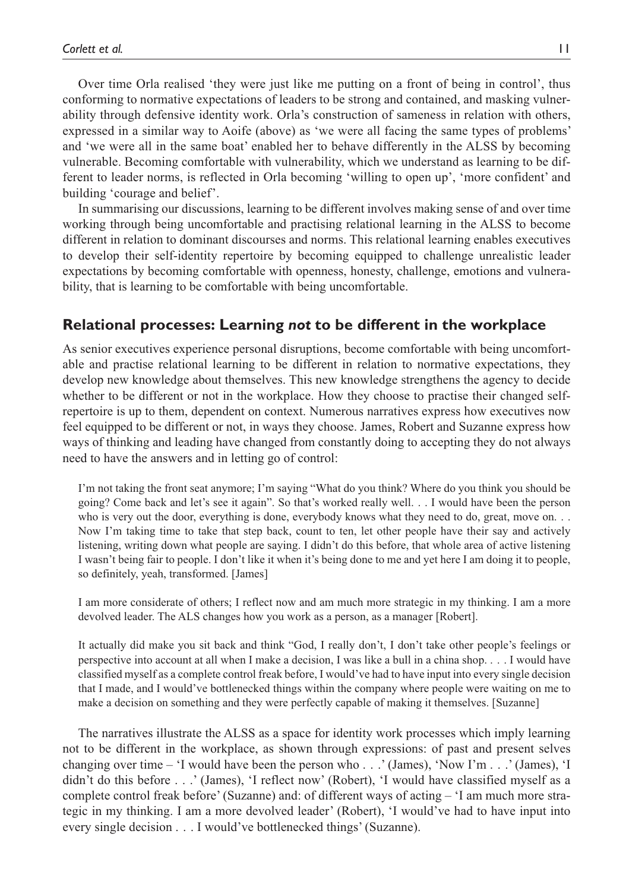Over time Orla realised 'they were just like me putting on a front of being in control', thus conforming to normative expectations of leaders to be strong and contained, and masking vulnerability through defensive identity work. Orla's construction of sameness in relation with others, expressed in a similar way to Aoife (above) as 'we were all facing the same types of problems' and 'we were all in the same boat' enabled her to behave differently in the ALSS by becoming vulnerable. Becoming comfortable with vulnerability, which we understand as learning to be different to leader norms, is reflected in Orla becoming 'willing to open up', 'more confident' and building 'courage and belief'.

In summarising our discussions, learning to be different involves making sense of and over time working through being uncomfortable and practising relational learning in the ALSS to become different in relation to dominant discourses and norms. This relational learning enables executives to develop their self-identity repertoire by becoming equipped to challenge unrealistic leader expectations by becoming comfortable with openness, honesty, challenge, emotions and vulnerability, that is learning to be comfortable with being uncomfortable.

## Relational processes: Learning *not* to be different in the workplace

As senior executives experience personal disruptions, become comfortable with being uncomfortable and practise relational learning to be different in relation to normative expectations, they develop new knowledge about themselves. This new knowledge strengthens the agency to decide whether to be different or not in the workplace. How they choose to practise their changed self-repertoire is up to them, dependent on context. Numerous narratives express how executives now feel equipped to be different or not, in ways they choose. James, Robert and Suzanne express how ways of thinking and leading have changed from constantly doing to accepting they do not always need to have the answers and in letting go of control:

> I'm not taking the front seat anymore; I'm saying "What do you think? Where do you think you should be going? Come back and let's see it again". So that's worked really well. . . I would have been the person who is very out the door, everything is done, everybody knows what they need to do, great, move on. . . Now I'm taking time to take that step back, count to ten, let other people have their say and actively listening, writing down what people are saying. I didn't do this before, that whole area of active listening I wasn't being fair to people. I don't like it when it's being done to me and yet here I am doing it to people, so definitely, yeah, transformed. [James]

> I am more considerate of others; I reflect now and am much more strategic in my thinking. I am a more devolved leader. The ALS changes how you work as a person, as a manager [Robert].

> It actually did make you sit back and think "God, I really don't, I don't take other people's feelings or perspective into account at all when I make a decision, I was like a bull in a china shop. . . . I would have classified myself as a complete control freak before, I would've had to have input into every single decision that I made, and I would've bottlenecked things within the company where people were waiting on me to make a decision on something and they were perfectly capable of making it themselves. [Suzanne]

The narratives illustrate the ALSS as a space for identity work processes which imply learning not to be different in the workplace, as shown through expressions: of past and present selves changing over time – 'I would have been the person who . . .' (James), 'Now I'm . . .' (James), 'I didn't do this before . . .' (James), 'I reflect now' (Robert), 'I would have classified myself as a complete control freak before' (Suzanne) and: of different ways of acting – 'I am much more strategic in my thinking. I am a more devolved leader' (Robert), 'I would've had to have input into every single decision . . . I would've bottlenecked things' (Suzanne).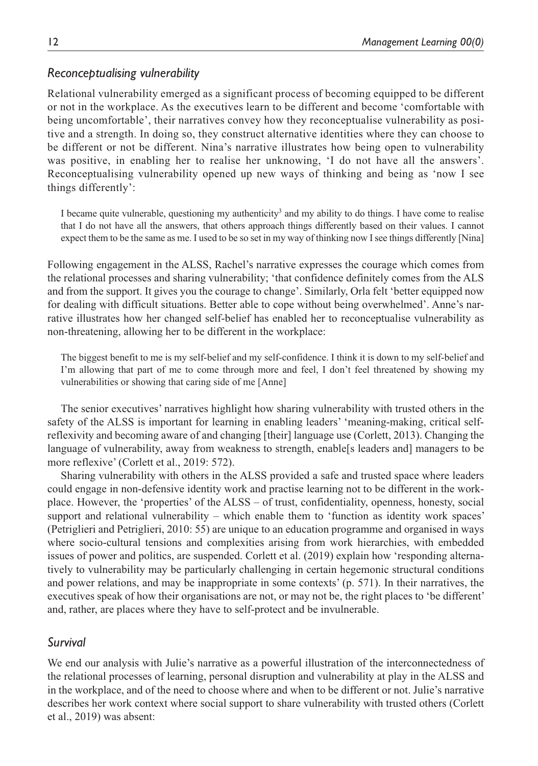### *Reconceptualising vulnerability*

Relational vulnerability emerged as a significant process of becoming equipped to be different or not in the workplace. As the executives learn to be different and become 'comfortable with being uncomfortable', their narratives convey how they reconceptualise vulnerability as positive and a strength. In doing so, they construct alternative identities where they can choose to be different or not be different. Nina's narrative illustrates how being open to vulnerability was positive, in enabling her to realise her unknowing, 'I do not have all the answers'. Reconceptualising vulnerability opened up new ways of thinking and being as 'now I see things differently':

> I became quite vulnerable, questioning my authenticity[3] and my ability to do things. I have come to realise that I do not have all the answers, that others approach things differently based on their values. I cannot expect them to be the same as me. I used to be so set in my way of thinking now I see things differently [Nina]

Following engagement in the ALSS, Rachel's narrative expresses the courage which comes from the relational processes and sharing vulnerability; 'that confidence definitely comes from the ALS and from the support. It gives you the courage to change'. Similarly, Orla felt 'better equipped now for dealing with difficult situations. Better able to cope without being overwhelmed'. Anne's narrative illustrates how her changed self-belief has enabled her to reconceptualise vulnerability as non-threatening, allowing her to be different in the workplace:

> The biggest benefit to me is my self-belief and my self-confidence. I think it is down to my self-belief and I'm allowing that part of me to come through more and feel, I don't feel threatened by showing my vulnerabilities or showing that caring side of me [Anne]

The senior executives' narratives highlight how sharing vulnerability with trusted others in the safety of the ALSS is important for learning in enabling leaders' 'meaning-making, critical self-reflexivity and becoming aware of and changing [their] language use (Corlett, 2013). Changing the language of vulnerability, away from weakness to strength, enable[s leaders and] managers to be more reflexive' (Corlett et al., 2019: 572).

Sharing vulnerability with others in the ALSS provided a safe and trusted space where leaders could engage in non-defensive identity work and practise learning not to be different in the workplace. However, the 'properties' of the ALSS – of trust, confidentiality, openness, honesty, social support and relational vulnerability – which enable them to 'function as identity work spaces' (Petriglieri and Petriglieri, 2010: 55) are unique to an education programme and organised in ways where socio-cultural tensions and complexities arising from work hierarchies, with embedded issues of power and politics, are suspended. Corlett et al. (2019) explain how 'responding alternatively to vulnerability may be particularly challenging in certain hegemonic structural conditions and power relations, and may be inappropriate in some contexts' (p. 571). In their narratives, the executives speak of how their organisations are not, or may not be, the right places to 'be different' and, rather, are places where they have to self-protect and be invulnerable.

### *Survival*

We end our analysis with Julie's narrative as a powerful illustration of the interconnectedness of the relational processes of learning, personal disruption and vulnerability at play in the ALSS and in the workplace, and of the need to choose where and when to be different or not. Julie's narrative describes her work context where social support to share vulnerability with trusted others (Corlett et al., 2019) was absent: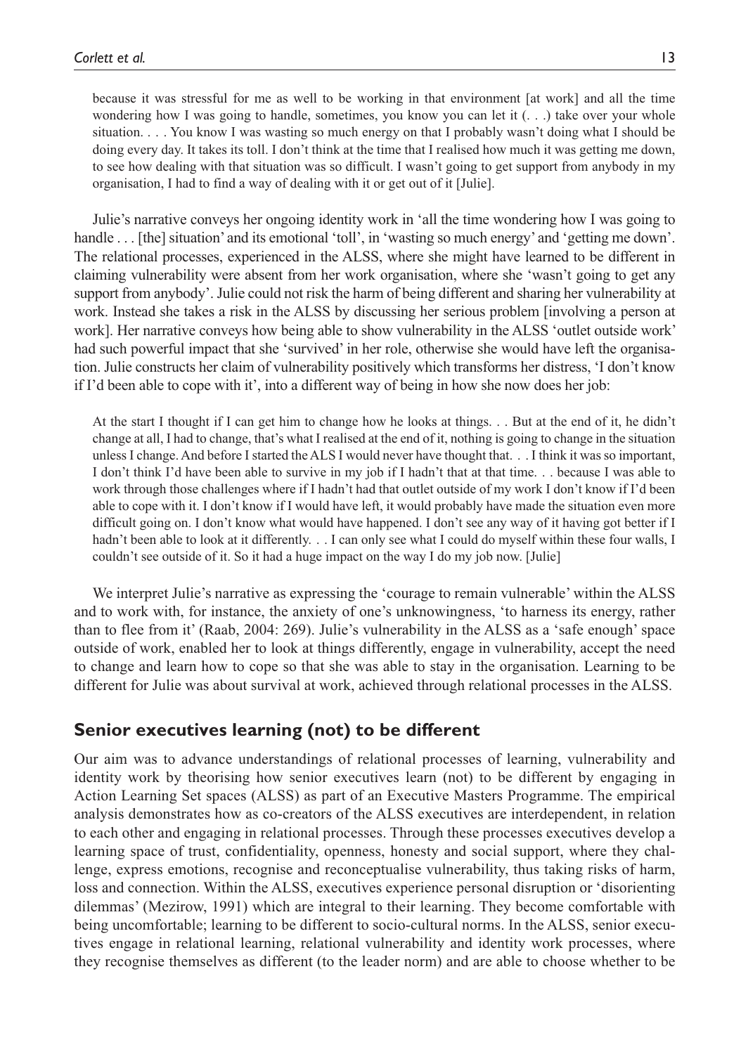> because it was stressful for me as well to be working in that environment [at work] and all the time wondering how I was going to handle, sometimes, you know you can let it (. . .) take over your whole situation. . . . You know I was wasting so much energy on that I probably wasn't doing what I should be doing every day. It takes its toll. I don't think at the time that I realised how much it was getting me down, to see how dealing with that situation was so difficult. I wasn't going to get support from anybody in my organisation, I had to find a way of dealing with it or get out of it [Julie].

Julie's narrative conveys her ongoing identity work in 'all the time wondering how I was going to handle . . . [the] situation' and its emotional 'toll', in 'wasting so much energy' and 'getting me down'. The relational processes, experienced in the ALSS, where she might have learned to be different in claiming vulnerability were absent from her work organisation, where she 'wasn't going to get any support from anybody'. Julie could not risk the harm of being different and sharing her vulnerability at work. Instead she takes a risk in the ALSS by discussing her serious problem [involving a person at work]. Her narrative conveys how being able to show vulnerability in the ALSS 'outlet outside work' had such powerful impact that she 'survived' in her role, otherwise she would have left the organisation. Julie constructs her claim of vulnerability positively which transforms her distress, 'I don't know if I'd been able to cope with it', into a different way of being in how she now does her job:

> At the start I thought if I can get him to change how he looks at things. . . But at the end of it, he didn't change at all, I had to change, that's what I realised at the end of it, nothing is going to change in the situation unless I change. And before I started the ALS I would never have thought that. . . I think it was so important, I don't think I'd have been able to survive in my job if I hadn't that at that time. . . because I was able to work through those challenges where if I hadn't had that outlet outside of my work I don't know if I'd been able to cope with it. I don't know if I would have left, it would probably have made the situation even more difficult going on. I don't know what would have happened. I don't see any way of it having got better if I hadn't been able to look at it differently. . . I can only see what I could do myself within these four walls, I couldn't see outside of it. So it had a huge impact on the way I do my job now. [Julie]

We interpret Julie's narrative as expressing the 'courage to remain vulnerable' within the ALSS and to work with, for instance, the anxiety of one's unknowingness, 'to harness its energy, rather than to flee from it' (Raab, 2004: 269). Julie's vulnerability in the ALSS as a 'safe enough' space outside of work, enabled her to look at things differently, engage in vulnerability, accept the need to change and learn how to cope so that she was able to stay in the organisation. Learning to be different for Julie was about survival at work, achieved through relational processes in the ALSS.

## Senior executives learning (not) to be different

Our aim was to advance understandings of relational processes of learning, vulnerability and identity work by theorising how senior executives learn (not) to be different by engaging in Action Learning Set spaces (ALSS) as part of an Executive Masters Programme. The empirical analysis demonstrates how as co-creators of the ALSS executives are interdependent, in relation to each other and engaging in relational processes. Through these processes executives develop a learning space of trust, confidentiality, openness, honesty and social support, where they challenge, express emotions, recognise and reconceptualise vulnerability, thus taking risks of harm, loss and connection. Within the ALSS, executives experience personal disruption or 'disorienting dilemmas' (Mezirow, 1991) which are integral to their learning. They become comfortable with being uncomfortable; learning to be different to socio-cultural norms. In the ALSS, senior executives engage in relational learning, relational vulnerability and identity work processes, where they recognise themselves as different (to the leader norm) and are able to choose whether to be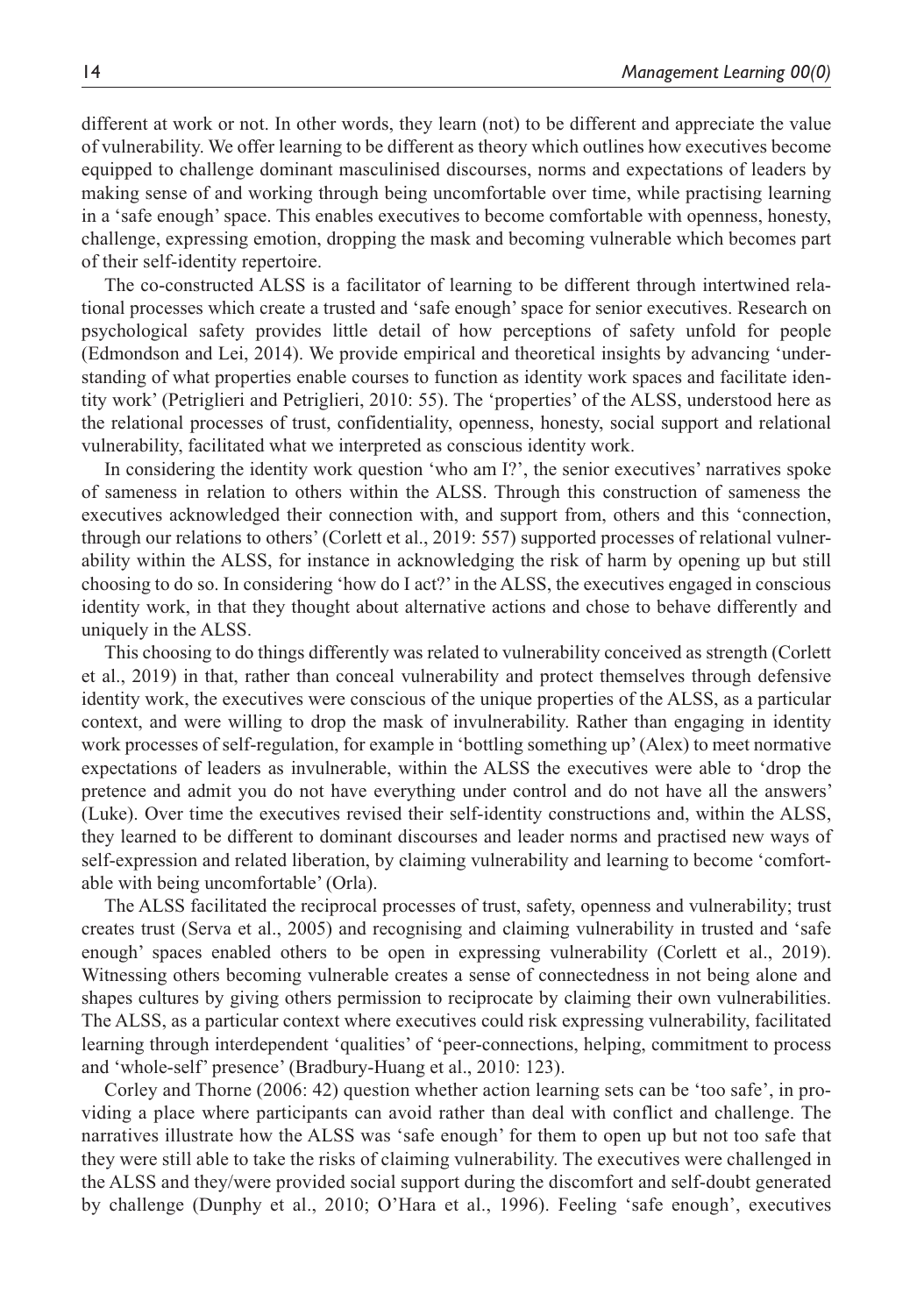different at work or not. In other words, they learn (not) to be different and appreciate the value of vulnerability. We offer learning to be different as theory which outlines how executives become equipped to challenge dominant masculinised discourses, norms and expectations of leaders by making sense of and working through being uncomfortable over time, while practising learning in a 'safe enough' space. This enables executives to become comfortable with openness, honesty, challenge, expressing emotion, dropping the mask and becoming vulnerable which becomes part of their self-identity repertoire.

The co-constructed ALSS is a facilitator of learning to be different through intertwined relational processes which create a trusted and 'safe enough' space for senior executives. Research on psychological safety provides little detail of how perceptions of safety unfold for people (Edmondson and Lei, 2014). We provide empirical and theoretical insights by advancing 'understanding of what properties enable courses to function as identity work spaces and facilitate identity work' (Petriglieri and Petriglieri, 2010: 55). The 'properties' of the ALSS, understood here as the relational processes of trust, confidentiality, openness, honesty, social support and relational vulnerability, facilitated what we interpreted as conscious identity work.

In considering the identity work question 'who am I?', the senior executives' narratives spoke of sameness in relation to others within the ALSS. Through this construction of sameness the executives acknowledged their connection with, and support from, others and this 'connection, through our relations to others' (Corlett et al., 2019: 557) supported processes of relational vulnerability within the ALSS, for instance in acknowledging the risk of harm by opening up but still choosing to do so. In considering 'how do I act?' in the ALSS, the executives engaged in conscious identity work, in that they thought about alternative actions and chose to behave differently and uniquely in the ALSS.

This choosing to do things differently was related to vulnerability conceived as strength (Corlett et al., 2019) in that, rather than conceal vulnerability and protect themselves through defensive identity work, the executives were conscious of the unique properties of the ALSS, as a particular context, and were willing to drop the mask of invulnerability. Rather than engaging in identity work processes of self-regulation, for example in 'bottling something up' (Alex) to meet normative expectations of leaders as invulnerable, within the ALSS the executives were able to 'drop the pretence and admit you do not have everything under control and do not have all the answers' (Luke). Over time the executives revised their self-identity constructions and, within the ALSS, they learned to be different to dominant discourses and leader norms and practised new ways of self-expression and related liberation, by claiming vulnerability and learning to become 'comfortable with being uncomfortable' (Orla).

The ALSS facilitated the reciprocal processes of trust, safety, openness and vulnerability; trust creates trust (Serva et al., 2005) and recognising and claiming vulnerability in trusted and 'safe enough' spaces enabled others to be open in expressing vulnerability (Corlett et al., 2019). Witnessing others becoming vulnerable creates a sense of connectedness in not being alone and shapes cultures by giving others permission to reciprocate by claiming their own vulnerabilities. The ALSS, as a particular context where executives could risk expressing vulnerability, facilitated learning through interdependent 'qualities' of 'peer-connections, helping, commitment to process and 'whole-self' presence' (Bradbury-Huang et al., 2010: 123).

Corley and Thorne (2006: 42) question whether action learning sets can be 'too safe', in providing a place where participants can avoid rather than deal with conflict and challenge. The narratives illustrate how the ALSS was 'safe enough' for them to open up but not too safe that they were still able to take the risks of claiming vulnerability. The executives were challenged in the ALSS and they/were provided social support during the discomfort and self-doubt generated by challenge (Dunphy et al., 2010; O'Hara et al., 1996). Feeling 'safe enough', executives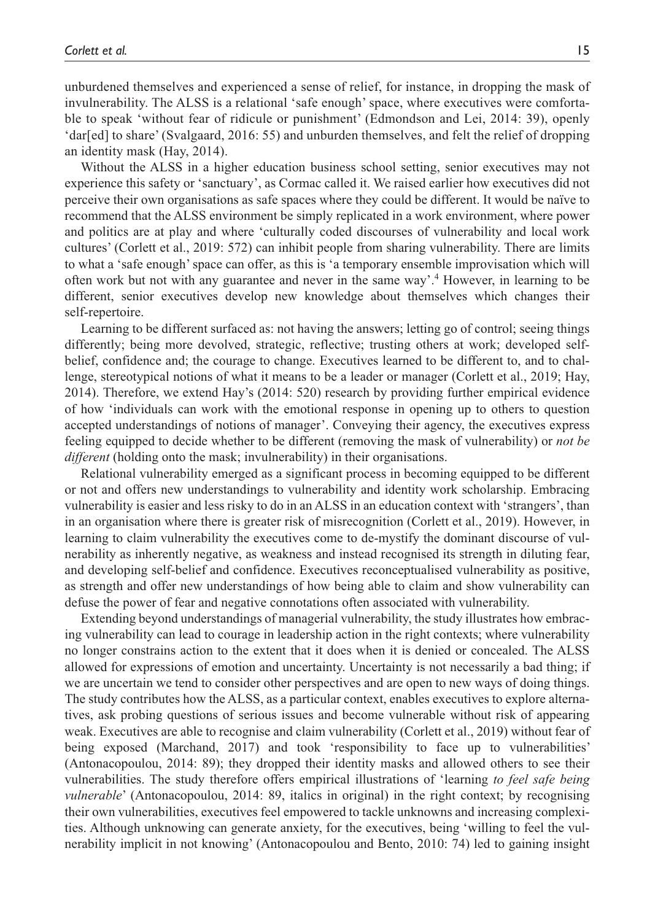unburdened themselves and experienced a sense of relief, for instance, in dropping the mask of invulnerability. The ALSS is a relational 'safe enough' space, where executives were comfortable to speak 'without fear of ridicule or punishment' (Edmondson and Lei, 2014: 39), openly 'dar[ed] to share' (Svalgaard, 2016: 55) and unburden themselves, and felt the relief of dropping an identity mask (Hay, 2014).

Without the ALSS in a higher education business school setting, senior executives may not experience this safety or 'sanctuary', as Cormac called it. We raised earlier how executives did not perceive their own organisations as safe spaces where they could be different. It would be naïve to recommend that the ALSS environment be simply replicated in a work environment, where power and politics are at play and where 'culturally coded discourses of vulnerability and local work cultures' (Corlett et al., 2019: 572) can inhibit people from sharing vulnerability. There are limits to what a 'safe enough' space can offer, as this is 'a temporary ensemble improvisation which will often work but not with any guarantee and never in the same way'.[4] However, in learning to be different, senior executives develop new knowledge about themselves which changes their self-repertoire.

Learning to be different surfaced as: not having the answers; letting go of control; seeing things differently; being more devolved, strategic, reflective; trusting others at work; developed self-belief, confidence and; the courage to change. Executives learned to be different to, and to challenge, stereotypical notions of what it means to be a leader or manager (Corlett et al., 2019; Hay, 2014). Therefore, we extend Hay's (2014: 520) research by providing further empirical evidence of how 'individuals can work with the emotional response in opening up to others to question accepted understandings of notions of manager'. Conveying their agency, the executives express feeling equipped to decide whether to be different (removing the mask of vulnerability) or *not be different* (holding onto the mask; invulnerability) in their organisations.

Relational vulnerability emerged as a significant process in becoming equipped to be different or not and offers new understandings to vulnerability and identity work scholarship. Embracing vulnerability is easier and less risky to do in an ALSS in an education context with 'strangers', than in an organisation where there is greater risk of misrecognition (Corlett et al., 2019). However, in learning to claim vulnerability the executives come to de-mystify the dominant discourse of vulnerability as inherently negative, as weakness and instead recognised its strength in diluting fear, and developing self-belief and confidence. Executives reconceptualised vulnerability as positive, as strength and offer new understandings of how being able to claim and show vulnerability can defuse the power of fear and negative connotations often associated with vulnerability.

Extending beyond understandings of managerial vulnerability, the study illustrates how embracing vulnerability can lead to courage in leadership action in the right contexts; where vulnerability no longer constrains action to the extent that it does when it is denied or concealed. The ALSS allowed for expressions of emotion and uncertainty. Uncertainty is not necessarily a bad thing; if we are uncertain we tend to consider other perspectives and are open to new ways of doing things. The study contributes how the ALSS, as a particular context, enables executives to explore alternatives, ask probing questions of serious issues and become vulnerable without risk of appearing weak. Executives are able to recognise and claim vulnerability (Corlett et al., 2019) without fear of being exposed (Marchand, 2017) and took 'responsibility to face up to vulnerabilities' (Antonacopoulou, 2014: 89); they dropped their identity masks and allowed others to see their vulnerabilities. The study therefore offers empirical illustrations of 'learning *to feel safe being vulnerable*' (Antonacopoulou, 2014: 89, italics in original) in the right context; by recognising their own vulnerabilities, executives feel empowered to tackle unknowns and increasing complexities. Although unknowing can generate anxiety, for the executives, being 'willing to feel the vulnerability implicit in not knowing' (Antonacopoulou and Bento, 2010: 74) led to gaining insight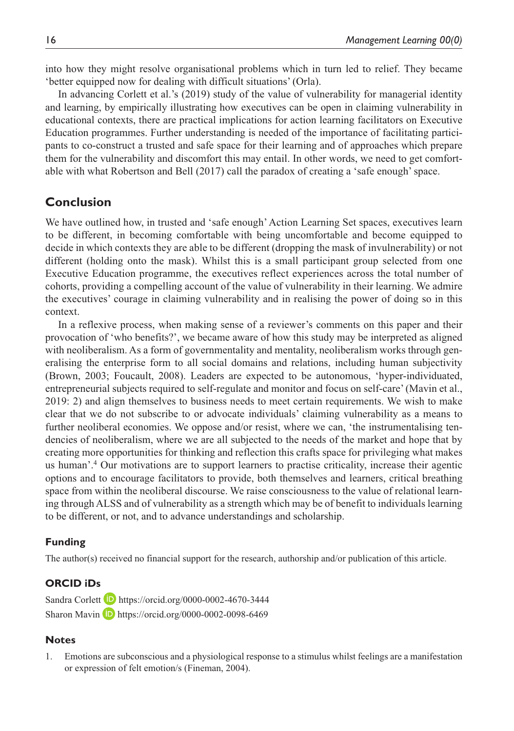into how they might resolve organisational problems which in turn led to relief. They became 'better equipped now for dealing with difficult situations' (Orla).

In advancing Corlett et al.'s (2019) study of the value of vulnerability for managerial identity and learning, by empirically illustrating how executives can be open in claiming vulnerability in educational contexts, there are practical implications for action learning facilitators on Executive Education programmes. Further understanding is needed of the importance of facilitating participants to co-construct a trusted and safe space for their learning and of approaches which prepare them for the vulnerability and discomfort this may entail. In other words, we need to get comfortable with what Robertson and Bell (2017) call the paradox of creating a 'safe enough' space.

## Conclusion

We have outlined how, in trusted and 'safe enough' Action Learning Set spaces, executives learn to be different, in becoming comfortable with being uncomfortable and become equipped to decide in which contexts they are able to be different (dropping the mask of invulnerability) or not different (holding onto the mask). Whilst this is a small participant group selected from one Executive Education programme, the executives reflect experiences across the total number of cohorts, providing a compelling account of the value of vulnerability in their learning. We admire the executives' courage in claiming vulnerability and in realising the power of doing so in this context.

In a reflexive process, when making sense of a reviewer's comments on this paper and their provocation of 'who benefits?', we became aware of how this study may be interpreted as aligned with neoliberalism. As a form of governmentality and mentality, neoliberalism works through generalising the enterprise form to all social domains and relations, including human subjectivity (Brown, 2003; Foucault, 2008). Leaders are expected to be autonomous, 'hyper-individuated, entrepreneurial subjects required to self-regulate and monitor and focus on self-care' (Mavin et al., 2019: 2) and align themselves to business needs to meet certain requirements. We wish to make clear that we do not subscribe to or advocate individuals' claiming vulnerability as a means to further neoliberal economies. We oppose and/or resist, where we can, 'the instrumentalising tendencies of neoliberalism, where we are all subjected to the needs of the market and hope that by creating more opportunities for thinking and reflection this crafts space for privileging what makes us human'.[4] Our motivations are to support learners to practise criticality, increase their agentic options and to encourage facilitators to provide, both themselves and learners, critical breathing space from within the neoliberal discourse. We raise consciousness to the value of relational learning through ALSS and of vulnerability as a strength which may be of benefit to individuals learning to be different, or not, and to advance understandings and scholarship.

### Funding

The author(s) received no financial support for the research, authorship and/or publication of this article.

### ORCID iDs

Sandra Corlett https://orcid.org/0000-0002-4670-3444
Sharon Mavin https://orcid.org/0000-0002-0098-6469

### Notes

1. Emotions are subconscious and a physiological response to a stimulus whilst feelings are a manifestation or expression of felt emotion/s (Fineman, 2004).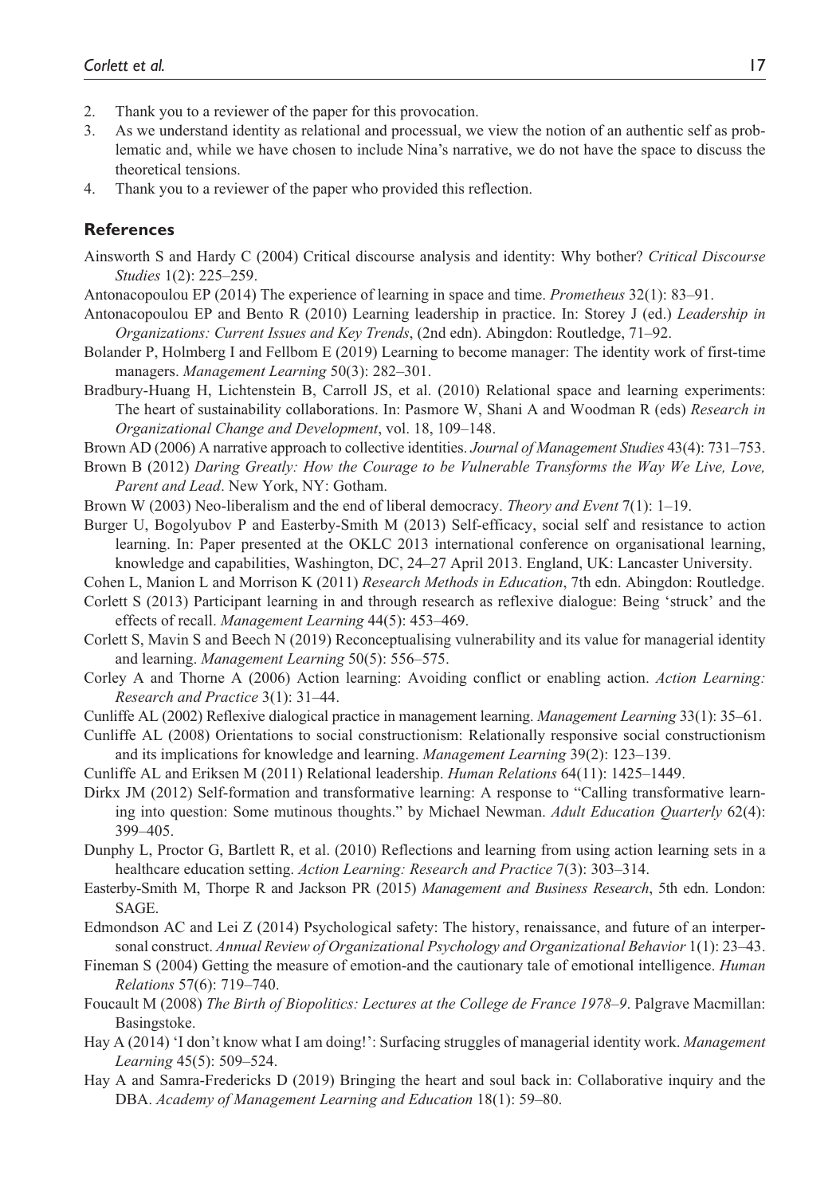2. Thank you to a reviewer of the paper for this provocation.
3. As we understand identity as relational and processual, we view the notion of an authentic self as problematic and, while we have chosen to include Nina's narrative, we do not have the space to discuss the theoretical tensions.
4. Thank you to a reviewer of the paper who provided this reflection.

## References

Ainsworth S and Hardy C (2004) Critical discourse analysis and identity: Why bother? *Critical Discourse Studies* 1(2): 225–259.

Antonacopoulou EP (2014) The experience of learning in space and time. *Prometheus* 32(1): 83–91.

Antonacopoulou EP and Bento R (2010) Learning leadership in practice. In: Storey J (ed.) *Leadership in Organizations: Current Issues and Key Trends*, (2nd edn). Abingdon: Routledge, 71–92.

Bolander P, Holmberg I and Fellbom E (2019) Learning to become manager: The identity work of first-time managers. *Management Learning* 50(3): 282–301.

Bradbury-Huang H, Lichtenstein B, Carroll JS, et al. (2010) Relational space and learning experiments: The heart of sustainability collaborations. In: Pasmore W, Shani A and Woodman R (eds) *Research in Organizational Change and Development*, vol. 18, 109–148.

Brown AD (2006) A narrative approach to collective identities. *Journal of Management Studies* 43(4): 731–753.

Brown B (2012) *Daring Greatly: How the Courage to be Vulnerable Transforms the Way We Live, Love, Parent and Lead*. New York, NY: Gotham.

Brown W (2003) Neo-liberalism and the end of liberal democracy. *Theory and Event* 7(1): 1–19.

Burger U, Bogolyubov P and Easterby-Smith M (2013) Self-efficacy, social self and resistance to action learning. In: Paper presented at the OKLC 2013 international conference on organisational learning, knowledge and capabilities, Washington, DC, 24–27 April 2013. England, UK: Lancaster University.

Cohen L, Manion L and Morrison K (2011) *Research Methods in Education*, 7th edn. Abingdon: Routledge.

Corlett S (2013) Participant learning in and through research as reflexive dialogue: Being 'struck' and the effects of recall. *Management Learning* 44(5): 453–469.

Corlett S, Mavin S and Beech N (2019) Reconceptualising vulnerability and its value for managerial identity and learning. *Management Learning* 50(5): 556–575.

Corley A and Thorne A (2006) Action learning: Avoiding conflict or enabling action. *Action Learning: Research and Practice* 3(1): 31–44.

Cunliffe AL (2002) Reflexive dialogical practice in management learning. *Management Learning* 33(1): 35–61.

Cunliffe AL (2008) Orientations to social constructionism: Relationally responsive social constructionism and its implications for knowledge and learning. *Management Learning* 39(2): 123–139.

Cunliffe AL and Eriksen M (2011) Relational leadership. *Human Relations* 64(11): 1425–1449.

Dirkx JM (2012) Self-formation and transformative learning: A response to "Calling transformative learning into question: Some mutinous thoughts." by Michael Newman. *Adult Education Quarterly* 62(4): 399–405.

Dunphy L, Proctor G, Bartlett R, et al. (2010) Reflections and learning from using action learning sets in a healthcare education setting. *Action Learning: Research and Practice* 7(3): 303–314.

Easterby-Smith M, Thorpe R and Jackson PR (2015) *Management and Business Research*, 5th edn. London: SAGE.

Edmondson AC and Lei Z (2014) Psychological safety: The history, renaissance, and future of an interpersonal construct. *Annual Review of Organizational Psychology and Organizational Behavior* 1(1): 23–43.

Fineman S (2004) Getting the measure of emotion-and the cautionary tale of emotional intelligence. *Human Relations* 57(6): 719–740.

Foucault M (2008) *The Birth of Biopolitics: Lectures at the College de France 1978–9*. Palgrave Macmillan: Basingstoke.

Hay A (2014) 'I don't know what I am doing!': Surfacing struggles of managerial identity work. *Management Learning* 45(5): 509–524.

Hay A and Samra-Fredericks D (2019) Bringing the heart and soul back in: Collaborative inquiry and the DBA. *Academy of Management Learning and Education* 18(1): 59–80.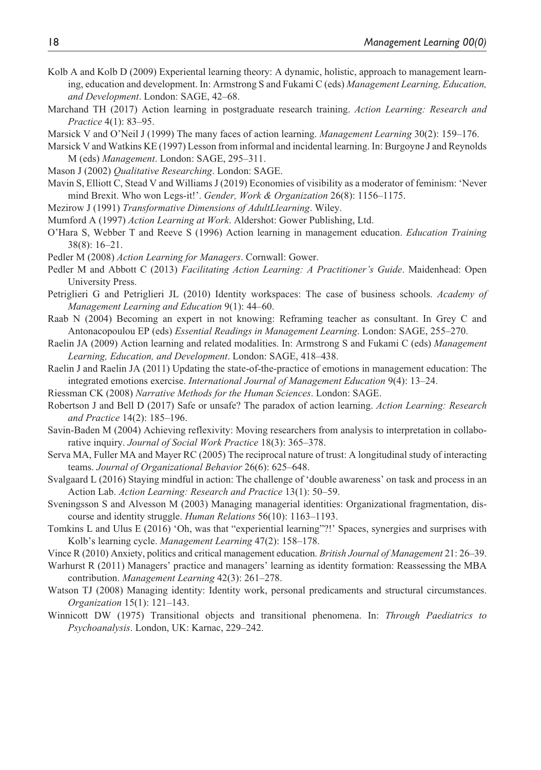Kolb A and Kolb D (2009) Experiental learning theory: A dynamic, holistic, approach to management learning, education and development. In: Armstrong S and Fukami C (eds) *Management Learning, Education, and Development*. London: SAGE, 42–68.

Marchand TH (2017) Action learning in postgraduate research training. *Action Learning: Research and Practice* 4(1): 83–95.

Marsick V and O'Neil J (1999) The many faces of action learning. *Management Learning* 30(2): 159–176.

Marsick V and Watkins KE (1997) Lesson from informal and incidental learning. In: Burgoyne J and Reynolds M (eds) *Management*. London: SAGE, 295–311.

Mason J (2002) *Qualitative Researching*. London: SAGE.

Mavin S, Elliott C, Stead V and Williams J (2019) Economies of visibility as a moderator of feminism: 'Never mind Brexit. Who won Legs-it!'. *Gender, Work & Organization* 26(8): 1156–1175.

Mezirow J (1991) *Transformative Dimensions of AdultLlearning*. Wiley.

Mumford A (1997) *Action Learning at Work*. Aldershot: Gower Publishing, Ltd.

O'Hara S, Webber T and Reeve S (1996) Action learning in management education. *Education Training* 38(8): 16–21.

Pedler M (2008) *Action Learning for Managers*. Cornwall: Gower.

Pedler M and Abbott C (2013) *Facilitating Action Learning: A Practitioner's Guide*. Maidenhead: Open University Press.

Petriglieri G and Petriglieri JL (2010) Identity workspaces: The case of business schools. *Academy of Management Learning and Education* 9(1): 44–60.

Raab N (2004) Becoming an expert in not knowing: Reframing teacher as consultant. In Grey C and Antonacopoulou EP (eds) *Essential Readings in Management Learning*. London: SAGE, 255–270.

Raelin JA (2009) Action learning and related modalities. In: Armstrong S and Fukami C (eds) *Management Learning, Education, and Development*. London: SAGE, 418–438.

Raelin J and Raelin JA (2011) Updating the state-of-the-practice of emotions in management education: The integrated emotions exercise. *International Journal of Management Education* 9(4): 13–24.

Riessman CK (2008) *Narrative Methods for the Human Sciences*. London: SAGE.

Robertson J and Bell D (2017) Safe or unsafe? The paradox of action learning. *Action Learning: Research and Practice* 14(2): 185–196.

Savin-Baden M (2004) Achieving reflexivity: Moving researchers from analysis to interpretation in collaborative inquiry. *Journal of Social Work Practice* 18(3): 365–378.

Serva MA, Fuller MA and Mayer RC (2005) The reciprocal nature of trust: A longitudinal study of interacting teams. *Journal of Organizational Behavior* 26(6): 625–648.

Svalgaard L (2016) Staying mindful in action: The challenge of 'double awareness' on task and process in an Action Lab. *Action Learning: Research and Practice* 13(1): 50–59.

Sveningsson S and Alvesson M (2003) Managing managerial identities: Organizational fragmentation, discourse and identity struggle. *Human Relations* 56(10): 1163–1193.

Tomkins L and Ulus E (2016) 'Oh, was that "experiential learning"?!' Spaces, synergies and surprises with Kolb's learning cycle. *Management Learning* 47(2): 158–178.

Vince R (2010) Anxiety, politics and critical management education. *British Journal of Management* 21: 26–39.

Warhurst R (2011) Managers' practice and managers' learning as identity formation: Reassessing the MBA contribution. *Management Learning* 42(3): 261–278.

Watson TJ (2008) Managing identity: Identity work, personal predicaments and structural circumstances. *Organization* 15(1): 121–143.

Winnicott DW (1975) Transitional objects and transitional phenomena. In: *Through Paediatrics to Psychoanalysis*. London, UK: Karnac, 229–242.